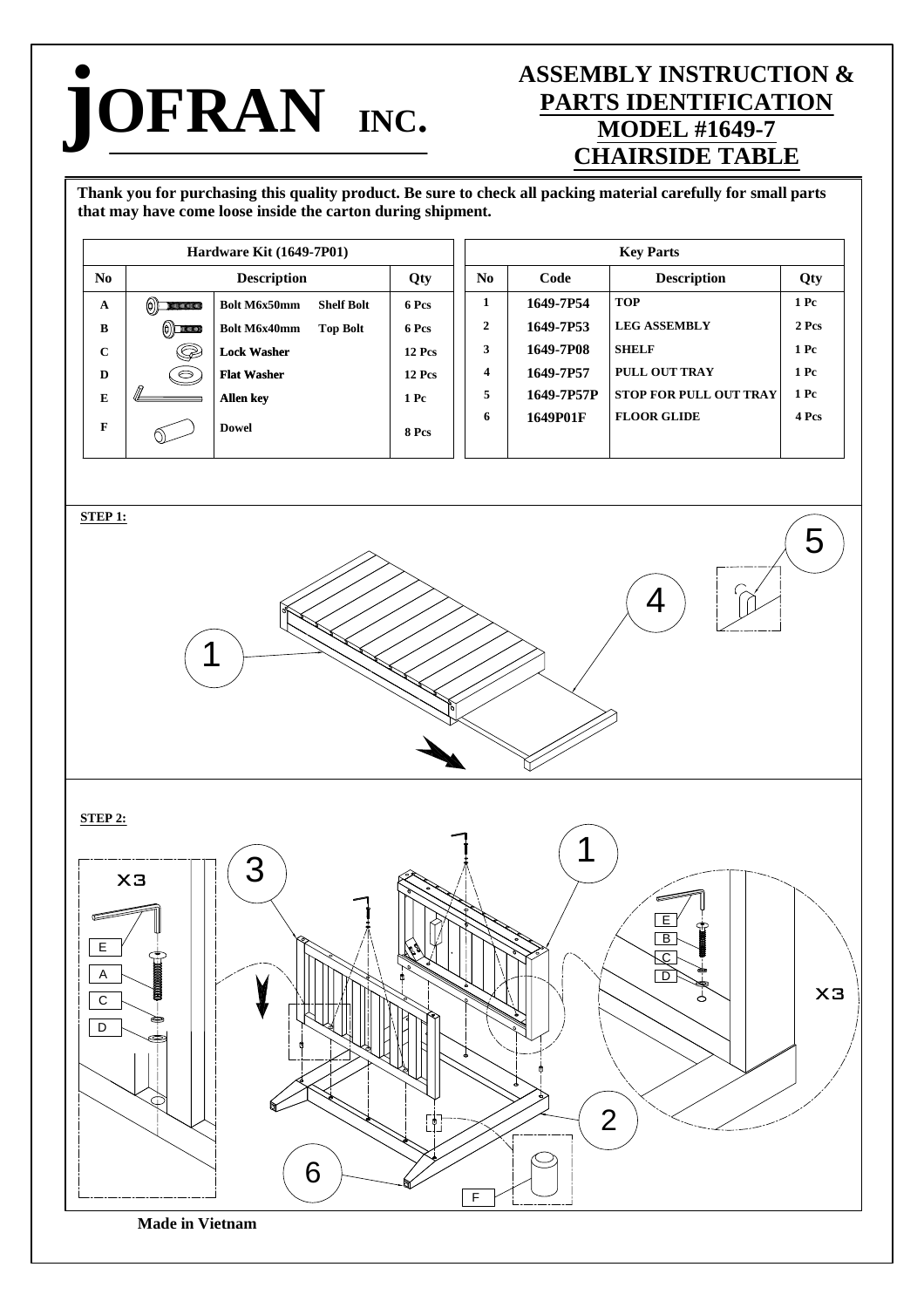# JOFRAN INC.

## ASSEMBLY INSTRUCTION & PARTS IDENTIFICATION

## MODEL #1649-7

## CHAIRSIDE TABLE

**Thank you for purchasing this quality product. Be sure to check all packing material carefully for small parts that may have come loose inside the carton during shipment.**

| Hardware Kit (1649-7P01) | | | |
|---|---|---|---|
| **No** | **Description** | | **Qty** |
| A | Bolt M6x50mm | Shelf Bolt | 6 Pcs |
| B | Bolt M6x40mm | Top Bolt | 6 Pcs |
| C | Lock Washer | | 12 Pcs |
| D | Flat Washer | | 12 Pcs |
| E | Allen key | | 1 Pc |
| F | Dowel | | 8 Pcs |

| Key Parts | | | |
|---|---|---|---|
| **No** | **Code** | **Description** | **Qty** |
| 1 | 1649-7P54 | TOP | 1 Pc |
| 2 | 1649-7P53 | LEG ASSEMBLY | 2 Pcs |
| 3 | 1649-7P08 | SHELF | 1 Pc |
| 4 | 1649-7P57 | PULL OUT TRAY | 1 Pc |
| 5 | 1649-7P57P | STOP FOR PULL OUT TRAY | 1 Pc |
| 6 | 1649P01F | FLOOR GLIDE | 4 Pcs |

**STEP 1:**

**STEP 2:**

x3 — E, A, C, D

x3 — E, B, C, D

**Made in Vietnam**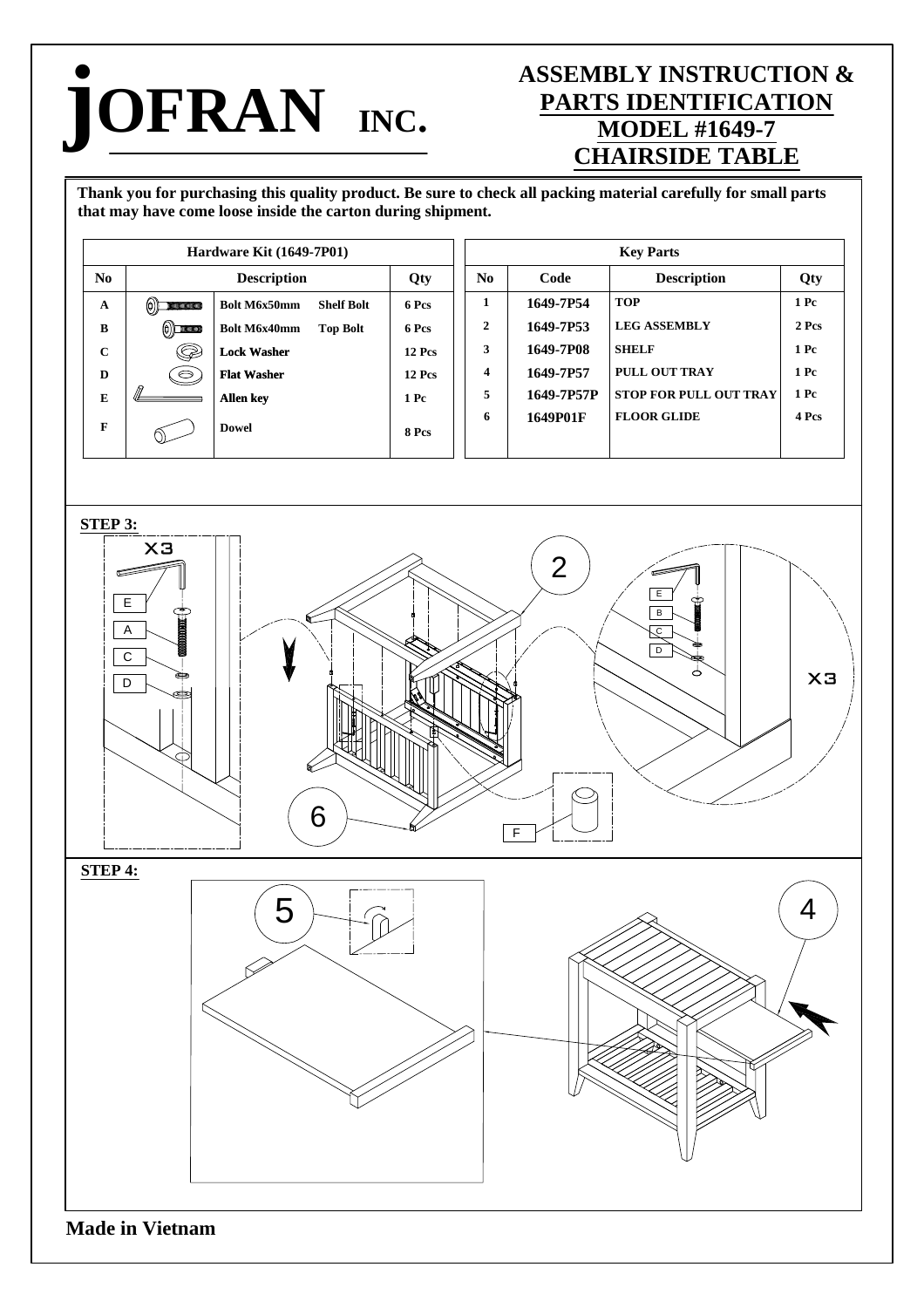# JOFRAN INC.

## ASSEMBLY INSTRUCTION & PARTS IDENTIFICATION MODEL #1649-7 CHAIRSIDE TABLE

**Thank you for purchasing this quality product. Be sure to check all packing material carefully for small parts that may have come loose inside the carton during shipment.**

| Hardware Kit (1649-7P01) | | | | |
|---|---|---|---|---|
| **No** | **Description** | | | **Qty** |
| **A** | | **Bolt M6x50mm** | **Shelf Bolt** | **6 Pcs** |
| **B** | | **Bolt M6x40mm** | **Top Bolt** | **6 Pcs** |
| **C** | | **Lock Washer** | | **12 Pcs** |
| **D** | | **Flat Washer** | | **12 Pcs** |
| **E** | | **Allen key** | | **1 Pc** |
| **F** | | **Dowel** | | **8 Pcs** |

| Key Parts | | | |
|---|---|---|---|
| **No** | **Code** | **Description** | **Qty** |
| **1** | **1649-7P54** | **TOP** | **1 Pc** |
| **2** | **1649-7P53** | **LEG ASSEMBLY** | **2 Pcs** |
| **3** | **1649-7P08** | **SHELF** | **1 Pc** |
| **4** | **1649-7P57** | **PULL OUT TRAY** | **1 Pc** |
| **5** | **1649-7P57P** | **STOP FOR PULL OUT TRAY** | **1 Pc** |
| **6** | **1649P01F** | **FLOOR GLIDE** | **4 Pcs** |

**STEP 3:**

X3
E
A
C
D
2
E
B
C
D
X3
6
F

**STEP 4:**

5
4

**Made in Vietnam**